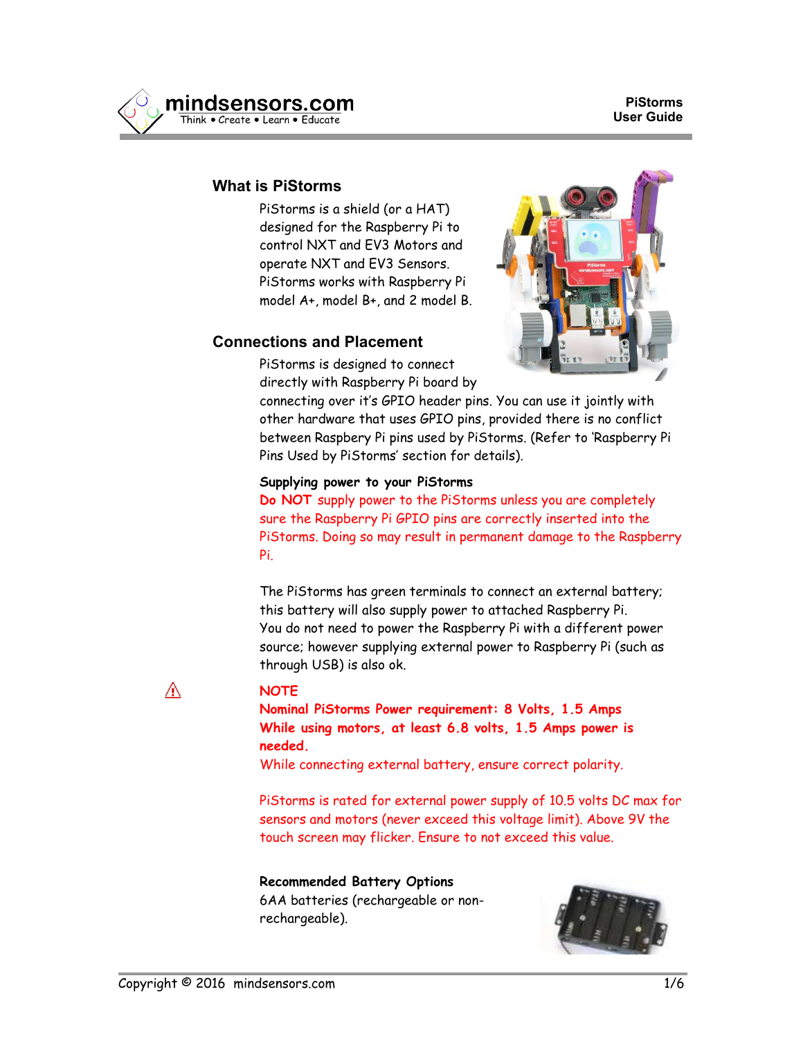## What is PiStorms

PiStorms is a shield (or a HAT) designed for the Raspberry Pi to control NXT and EV3 Motors and operate NXT and EV3 Sensors. PiStorms works with Raspberry Pi model A+, model B+, and 2 model B.

## Connections and Placement

PiStorms is designed to connect directly with Raspberry Pi board by connecting over it's GPIO header pins. You can use it jointly with other hardware that uses GPIO pins, provided there is no conflict between Raspberry Pi pins used by PiStorms. (Refer to 'Raspberry Pi Pins Used by PiStorms' section for details).

### Supplying power to your PiStorms

**Do NOT** supply power to the PiStorms unless you are completely sure the Raspberry Pi GPIO pins are correctly inserted into the PiStorms. Doing so may result in permanent damage to the Raspberry Pi.

The PiStorms has green terminals to connect an external battery; this battery will also supply power to attached Raspberry Pi.
You do not need to power the Raspberry Pi with a different power source; however supplying external power to Raspberry Pi (such as through USB) is also ok.

⚠ **NOTE**

**Nominal PiStorms Power requirement: 8 Volts, 1.5 Amps**
**While using motors, at least 6.8 volts, 1.5 Amps power is needed.**

While connecting external battery, ensure correct polarity.

PiStorms is rated for external power supply of 10.5 volts DC max for sensors and motors (never exceed this voltage limit). Above 9V the touch screen may flicker. Ensure to not exceed this value.

### Recommended Battery Options

6AA batteries (rechargeable or non-rechargeable).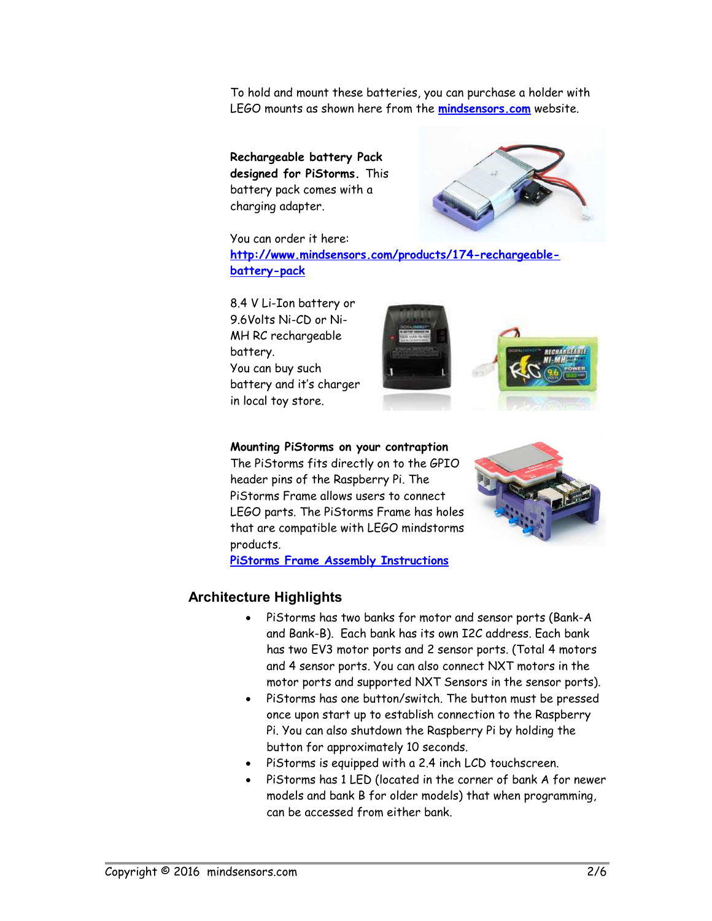To hold and mount these batteries, you can purchase a holder with LEGO mounts as shown here from the [mindsensors.com](http://mindsensors.com) website.

**Rechargeable battery Pack designed for PiStorms.** This battery pack comes with a charging adapter.

You can order it here: [http://www.mindsensors.com/products/174-rechargeable-battery-pack](http://www.mindsensors.com/products/174-rechargeable-battery-pack)

8.4 V Li-Ion battery or 9.6Volts Ni-CD or Ni-MH RC rechargeable battery.
You can buy such battery and it's charger in local toy store.

**Mounting PiStorms on your contraption**
The PiStorms fits directly on to the GPIO header pins of the Raspberry Pi. The PiStorms Frame allows users to connect LEGO parts. The PiStorms Frame has holes that are compatible with LEGO mindstorms products.
PiStorms Frame Assembly Instructions

## Architecture Highlights

- PiStorms has two banks for motor and sensor ports (Bank-A and Bank-B). Each bank has its own I2C address. Each bank has two EV3 motor ports and 2 sensor ports. (Total 4 motors and 4 sensor ports. You can also connect NXT motors in the motor ports and supported NXT Sensors in the sensor ports).
- PiStorms has one button/switch. The button must be pressed once upon start up to establish connection to the Raspberry Pi. You can also shutdown the Raspberry Pi by holding the button for approximately 10 seconds.
- PiStorms is equipped with a 2.4 inch LCD touchscreen.
- PiStorms has 1 LED (located in the corner of bank A for newer models and bank B for older models) that when programming, can be accessed from either bank.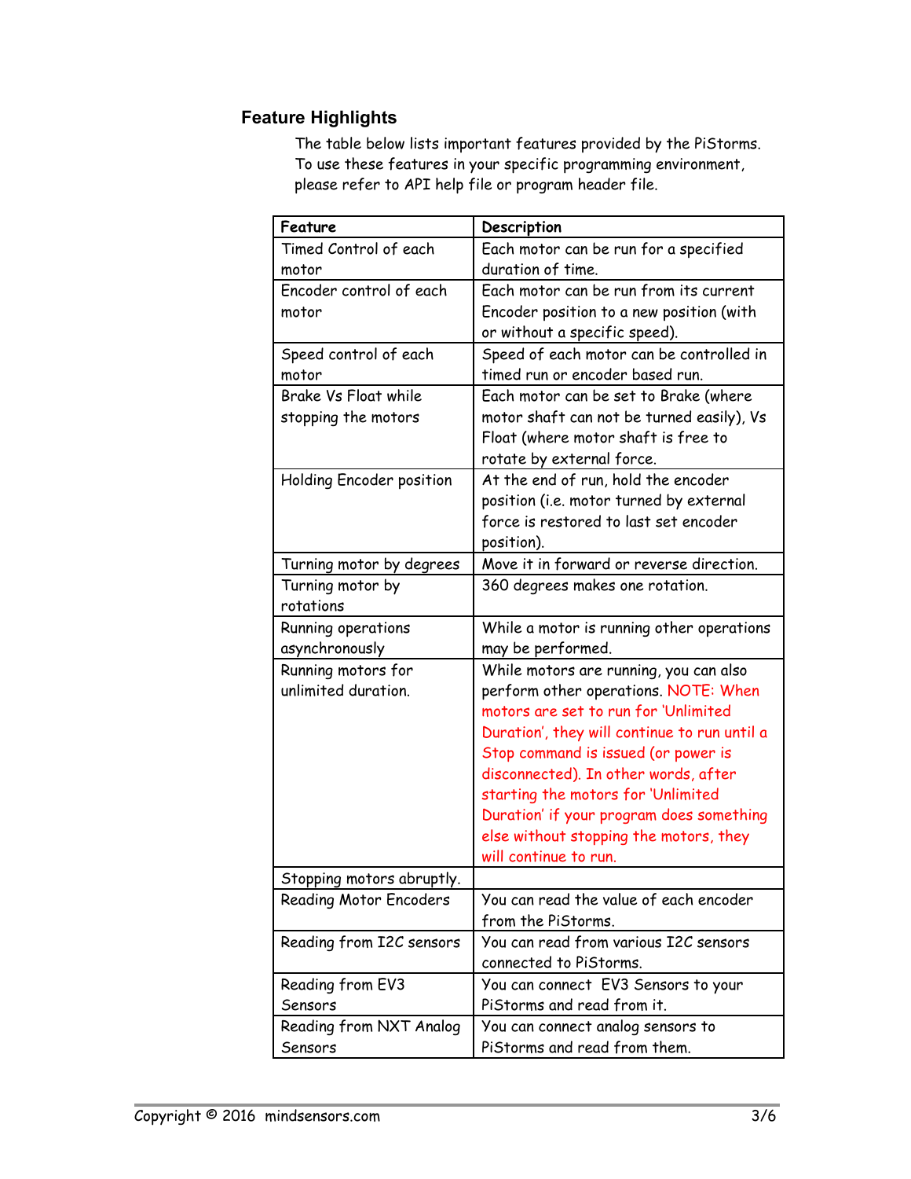## Feature Highlights

The table below lists important features provided by the PiStorms. To use these features in your specific programming environment, please refer to API help file or program header file.

| Feature | Description |
| --- | --- |
| Timed Control of each motor | Each motor can be run for a specified duration of time. |
| Encoder control of each motor | Each motor can be run from its current Encoder position to a new position (with or without a specific speed). |
| Speed control of each motor | Speed of each motor can be controlled in timed run or encoder based run. |
| Brake Vs Float while stopping the motors | Each motor can be set to Brake (where motor shaft can not be turned easily), Vs Float (where motor shaft is free to rotate by external force. |
| Holding Encoder position | At the end of run, hold the encoder position (i.e. motor turned by external force is restored to last set encoder position). |
| Turning motor by degrees | Move it in forward or reverse direction. |
| Turning motor by rotations | 360 degrees makes one rotation. |
| Running operations asynchronously | While a motor is running other operations may be performed. |
| Running motors for unlimited duration. | While motors are running, you can also perform other operations. NOTE: When motors are set to run for 'Unlimited Duration', they will continue to run until a Stop command is issued (or power is disconnected). In other words, after starting the motors for 'Unlimited Duration' if your program does something else without stopping the motors, they will continue to run. |
| Stopping motors abruptly. | |
| Reading Motor Encoders | You can read the value of each encoder from the PiStorms. |
| Reading from I2C sensors | You can read from various I2C sensors connected to PiStorms. |
| Reading from EV3 Sensors | You can connect EV3 Sensors to your PiStorms and read from it. |
| Reading from NXT Analog Sensors | You can connect analog sensors to PiStorms and read from them. |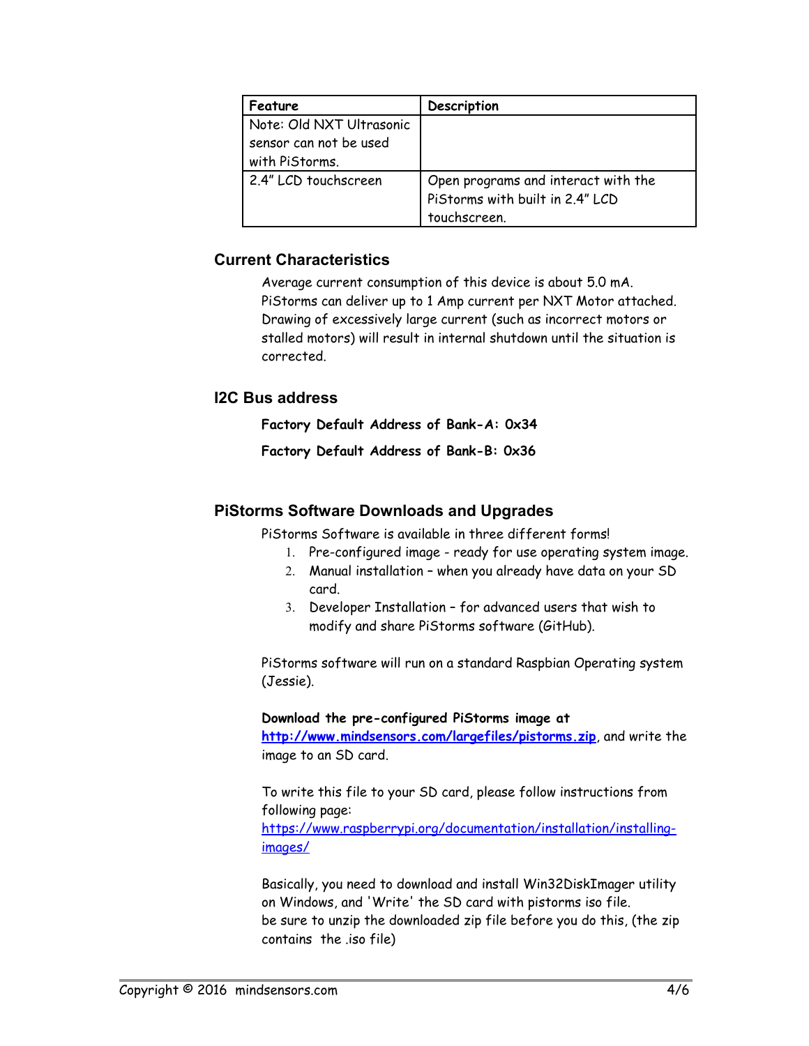| Feature | Description |
| --- | --- |
| Note: Old NXT Ultrasonic sensor can not be used with PiStorms. | |
| 2.4" LCD touchscreen | Open programs and interact with the PiStorms with built in 2.4" LCD touchscreen. |

### Current Characteristics

Average current consumption of this device is about 5.0 mA. PiStorms can deliver up to 1 Amp current per NXT Motor attached. Drawing of excessively large current (such as incorrect motors or stalled motors) will result in internal shutdown until the situation is corrected.

### I2C Bus address

**Factory Default Address of Bank-A: 0x34**

**Factory Default Address of Bank-B: 0x36**

### PiStorms Software Downloads and Upgrades

PiStorms Software is available in three different forms!

1. Pre-configured image - ready for use operating system image.
2. Manual installation – when you already have data on your SD card.
3. Developer Installation – for advanced users that wish to modify and share PiStorms software (GitHub).

PiStorms software will run on a standard Raspbian Operating system (Jessie).

**Download the pre-configured PiStorms image at** **[http://www.mindsensors.com/largefiles/pistorms.zip](http://www.mindsensors.com/largefiles/pistorms.zip)**, and write the image to an SD card.

To write this file to your SD card, please follow instructions from following page:
[https://www.raspberrypi.org/documentation/installation/installing-images/](https://www.raspberrypi.org/documentation/installation/installing-images/)

Basically, you need to download and install Win32DiskImager utility on Windows, and 'Write' the SD card with pistorms iso file.
be sure to unzip the downloaded zip file before you do this, (the zip contains the .iso file)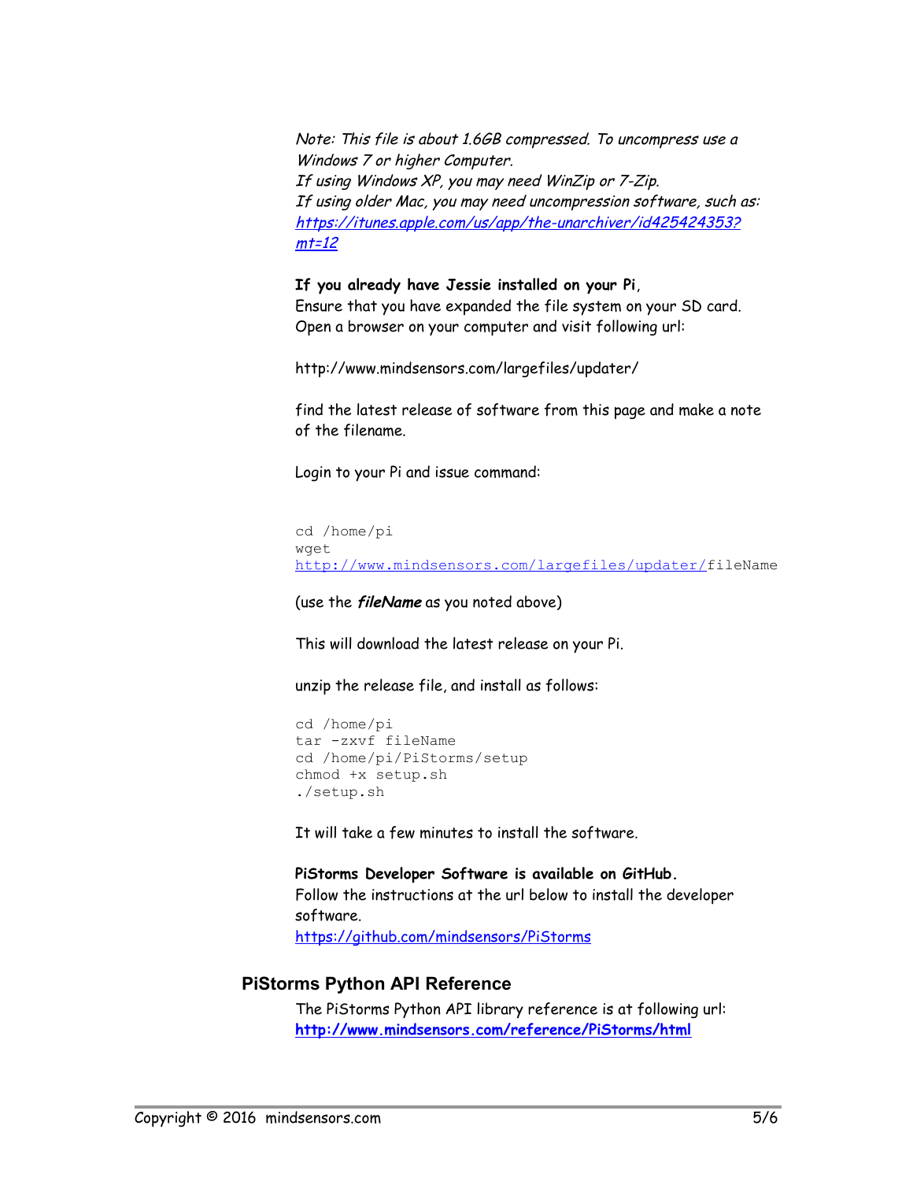*Note: This file is about 1.6GB compressed. To uncompress use a Windows 7 or higher Computer.*
*If using Windows XP, you may need WinZip or 7-Zip.*
*If using older Mac, you may need uncompression software, such as:* *[https://itunes.apple.com/us/app/the-unarchiver/id425424353?mt=12](https://itunes.apple.com/us/app/the-unarchiver/id425424353?mt=12)*

**If you already have Jessie installed on your Pi**,
Ensure that you have expanded the file system on your SD card.
Open a browser on your computer and visit following url:

http://www.mindsensors.com/largefiles/updater/

find the latest release of software from this page and make a note of the filename.

Login to your Pi and issue command:

```
cd /home/pi
wget
http://www.mindsensors.com/largefiles/updater/fileName
```

(use the ***fileName*** as you noted above)

This will download the latest release on your Pi.

unzip the release file, and install as follows:

```
cd /home/pi
tar -zxvf fileName
cd /home/pi/PiStorms/setup
chmod +x setup.sh
./setup.sh
```

It will take a few minutes to install the software.

**PiStorms Developer Software is available on GitHub.**
Follow the instructions at the url below to install the developer software.
[https://github.com/mindsensors/PiStorms](https://github.com/mindsensors/PiStorms)

## PiStorms Python API Reference

The PiStorms Python API library reference is at following url:
**[http://www.mindsensors.com/reference/PiStorms/html](http://www.mindsensors.com/reference/PiStorms/html)**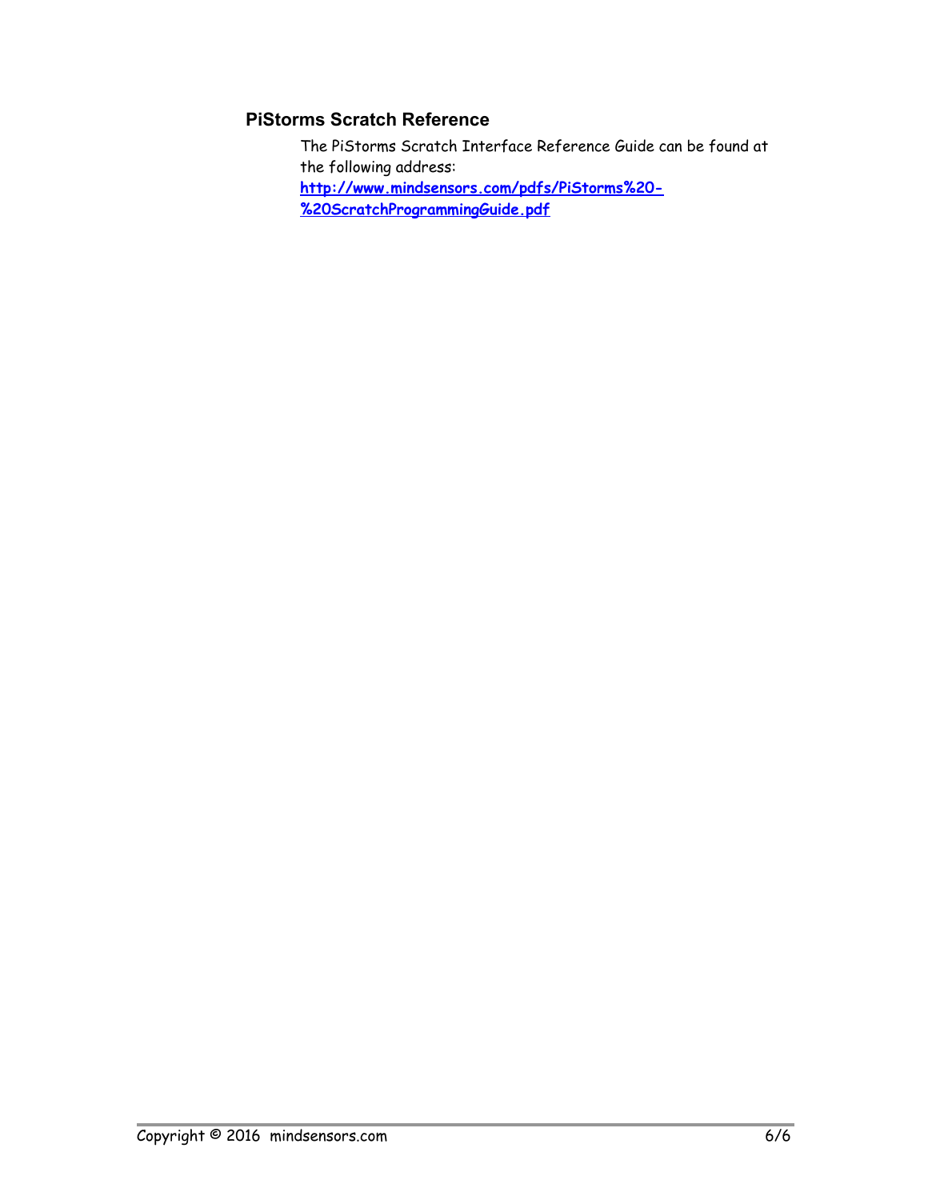## PiStorms Scratch Reference

The PiStorms Scratch Interface Reference Guide can be found at the following address:
[http://www.mindsensors.com/pdfs/PiStorms%20-%20ScratchProgrammingGuide.pdf](http://www.mindsensors.com/pdfs/PiStorms%20-%20ScratchProgrammingGuide.pdf)